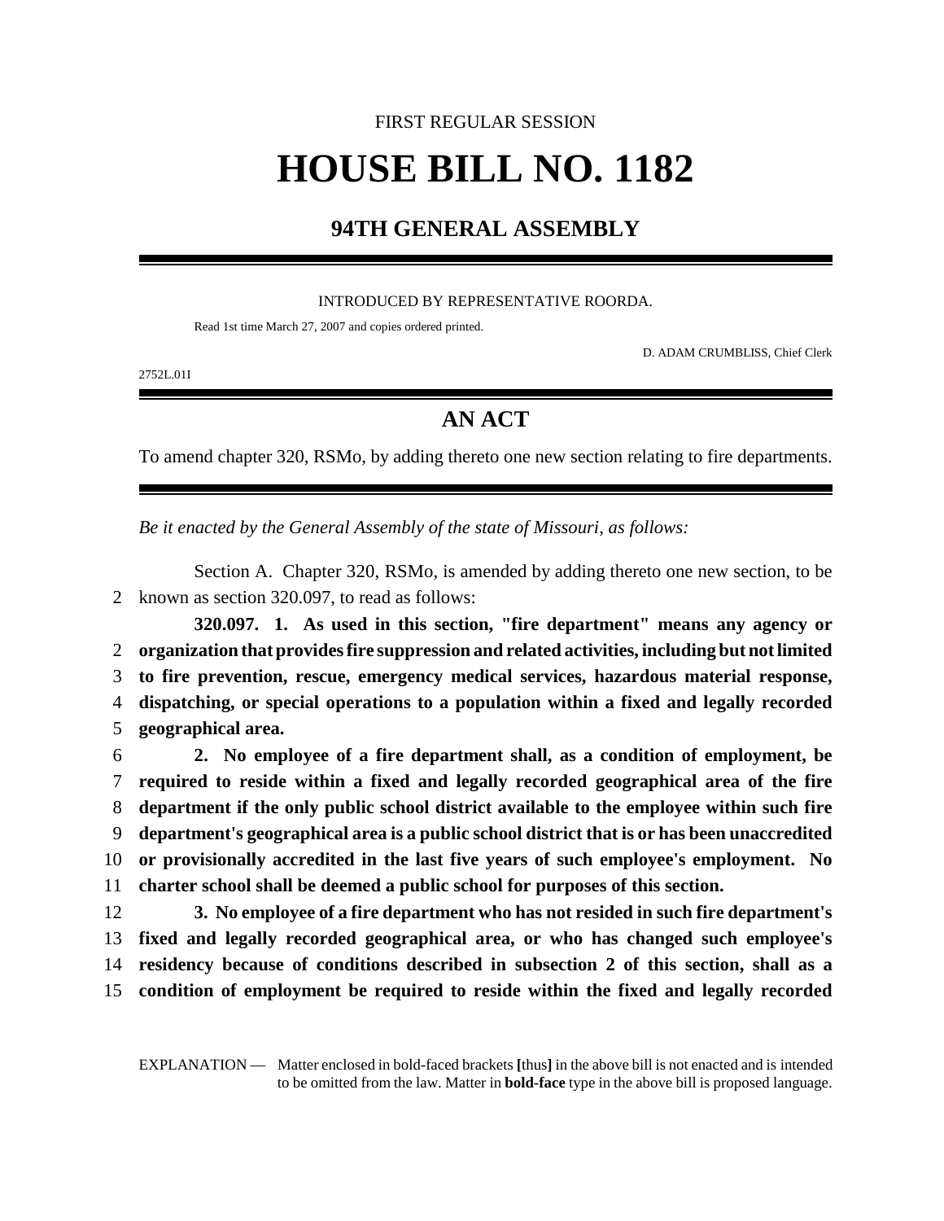FIRST REGULAR SESSION

# HOUSE BILL NO. 1182

## 94TH GENERAL ASSEMBLY

INTRODUCED BY REPRESENTATIVE ROORDA.

Read 1st time March 27, 2007 and copies ordered printed.

D. ADAM CRUMBLISS, Chief Clerk

2752L.01I

## AN ACT

To amend chapter 320, RSMo, by adding thereto one new section relating to fire departments.

*Be it enacted by the General Assembly of the state of Missouri, as follows:*

Section A. Chapter 320, RSMo, is amended by adding thereto one new section, to be known as section 320.097, to read as follows:

**320.097. 1. As used in this section, "fire department" means any agency or organization that provides fire suppression and related activities, including but not limited to fire prevention, rescue, emergency medical services, hazardous material response, dispatching, or special operations to a population within a fixed and legally recorded geographical area.**

**2. No employee of a fire department shall, as a condition of employment, be required to reside within a fixed and legally recorded geographical area of the fire department if the only public school district available to the employee within such fire department's geographical area is a public school district that is or has been unaccredited or provisionally accredited in the last five years of such employee's employment. No charter school shall be deemed a public school for purposes of this section.**

**3. No employee of a fire department who has not resided in such fire department's fixed and legally recorded geographical area, or who has changed such employee's residency because of conditions described in subsection 2 of this section, shall as a condition of employment be required to reside within the fixed and legally recorded**

EXPLANATION — Matter enclosed in bold-faced brackets **[**thus**]** in the above bill is not enacted and is intended to be omitted from the law. Matter in **bold-face** type in the above bill is proposed language.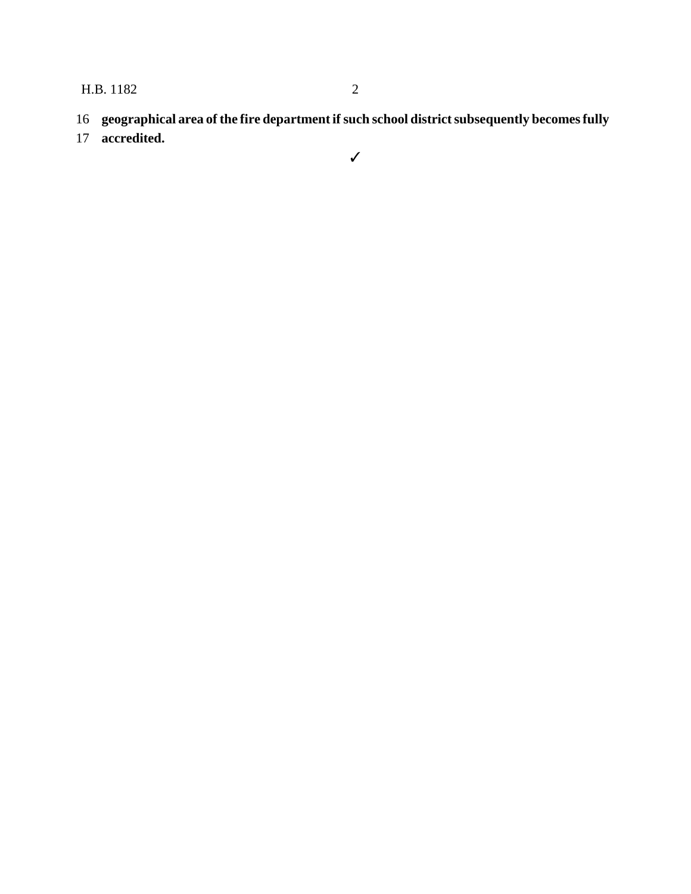**geographical area of the fire department if such school district subsequently becomes fully accredited.**

✓